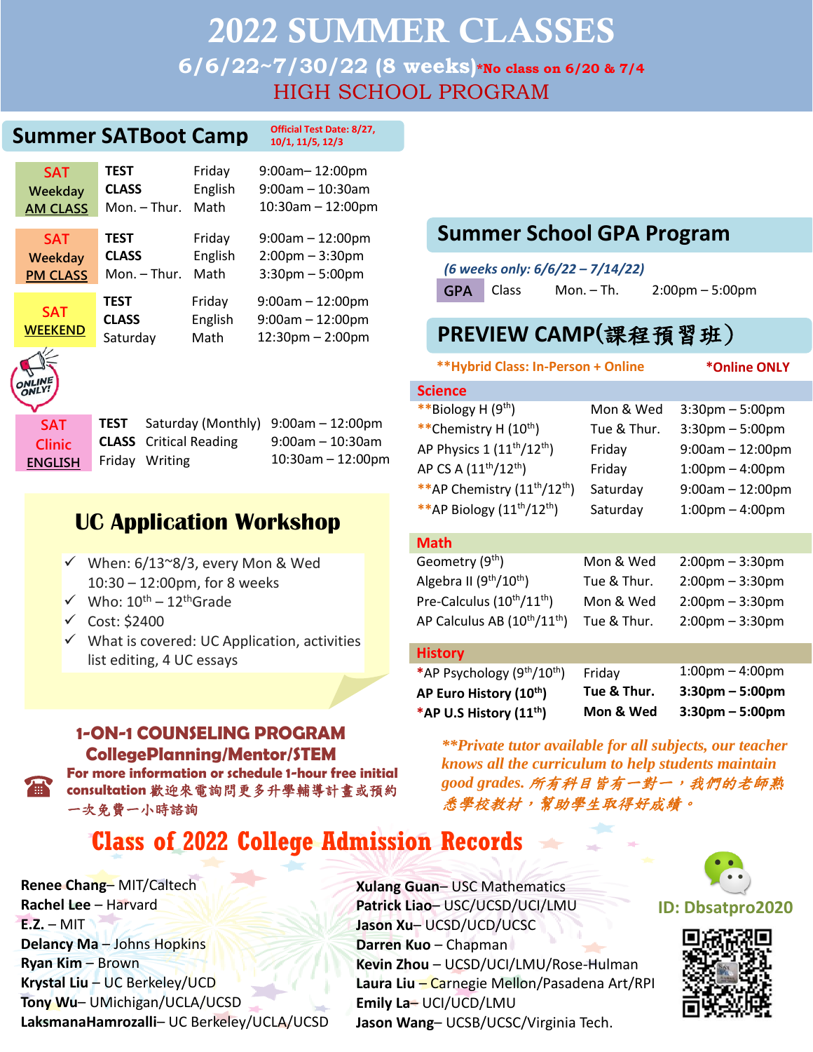# 2022 SUMMER CLASSES

## 6/6/22~7/30/22 (8 weeks) *No class on 6/20 & 7/4

## HIGH SCHOOL PROGRAM

## Summer SATBoot Camp

Official Test Date: 8/27, 10/1, 11/5, 12/3

| | | | |
|---|---|---|---|
| SAT Weekday AM CLASS | TEST | Friday | 9:00am– 12:00pm |
| | CLASS | English | 9:00am – 10:30am |
| | Mon. – Thur. | Math | 10:30am – 12:00pm |
| SAT Weekday PM CLASS | TEST | Friday | 9:00am – 12:00pm |
| | CLASS | English | 2:00pm – 3:30pm |
| | Mon. – Thur. | Math | 3:30pm – 5:00pm |
| SAT WEEKEND | TEST | Friday | 9:00am – 12:00pm |
| | CLASS | English | 9:00am – 12:00pm |
| | Saturday | Math | 12:30pm – 2:00pm |

ONLINE ONLY!

| | | | |
|---|---|---|---|
| SAT Clinic ENGLISH | TEST | Saturday (Monthly) | 9:00am – 12:00pm |
| | CLASS | Critical Reading | 9:00am – 10:30am |
| | Friday | Writing | 10:30am – 12:00pm |

## UC Application Workshop

- When: 6/13~8/3, every Mon & Wed 10:30 – 12:00pm, for 8 weeks
- Who: 10th – 12thGrade
- Cost: $2400
- What is covered: UC Application, activities list editing, 4 UC essays

## Summer School GPA Program

*(6 weeks only: 6/6/22 – 7/14/22)*

| | | | |
|---|---|---|---|
| GPA | Class | Mon. – Th. | 2:00pm – 5:00pm |

## PREVIEW CAMP(課程預習班）

**Hybrid Class: In-Person + Online  *Online ONLY

| | | |
|---|---|---|
| **Science** | | |
| **Biology H (9th) | Mon & Wed | 3:30pm – 5:00pm |
| **Chemistry H (10th) | Tue & Thur. | 3:30pm – 5:00pm |
| AP Physics 1 (11th/12th) | Friday | 9:00am – 12:00pm |
| AP CS A (11th/12th) | Friday | 1:00pm – 4:00pm |
| **AP Chemistry (11th/12th) | Saturday | 9:00am – 12:00pm |
| **AP Biology (11th/12th) | Saturday | 1:00pm – 4:00pm |
| **Math** | | |
| Geometry (9th) | Mon & Wed | 2:00pm – 3:30pm |
| Algebra II (9th/10th) | Tue & Thur. | 2:00pm – 3:30pm |
| Pre-Calculus (10th/11th) | Mon & Wed | 2:00pm – 3:30pm |
| AP Calculus AB (10th/11th) | Tue & Thur. | 2:00pm – 3:30pm |
| **History** | | |
| *AP Psychology (9th/10th) | Friday | 1:00pm – 4:00pm |
| **AP Euro History (10th)** | **Tue & Thur.** | **3:30pm – 5:00pm** |
| ***AP U.S History (11th)** | **Mon & Wed** | **3:30pm – 5:00pm** |

***Private tutor available for all subjects, our teacher knows all the curriculum to help students maintain good grades. 所有科目皆有一對一，我們的老師熟悉學校教材，幫助學生取得好成績。*

## 1-ON-1 COUNSELING PROGRAM
## CollegePlanning/Mentor/STEM

**For more information or schedule 1-hour free initial consultation 歡迎來電詢問更多升學輔導計畫或預約一次免費一小時諮詢**

## Class of 2022 College Admission Records

**Renee Chang**– MIT/Caltech
**Rachel Lee** – Harvard
**E.Z.** – MIT
**Delancy Ma** – Johns Hopkins
**Ryan Kim** – Brown
**Krystal Liu** – UC Berkeley/UCD
**Tony Wu**– UMichigan/UCLA/UCSD
**LaksmanaHamrozalli**– UC Berkeley/UCLA/UCSD
**Xulang Guan**– USC Mathematics
**Patrick Liao**– USC/UCSD/UCI/LMU
**Jason Xu**– UCSD/UCD/UCSC
**Darren Kuo** – Chapman
**Kevin Zhou** – UCSD/UCI/LMU/Rose-Hulman
**Laura Liu** – Carnegie Mellon/Pasadena Art/RPI
**Emily La**– UCI/UCD/LMU
**Jason Wang**– UCSB/UCSC/Virginia Tech.

**ID: Dbsatpro2020**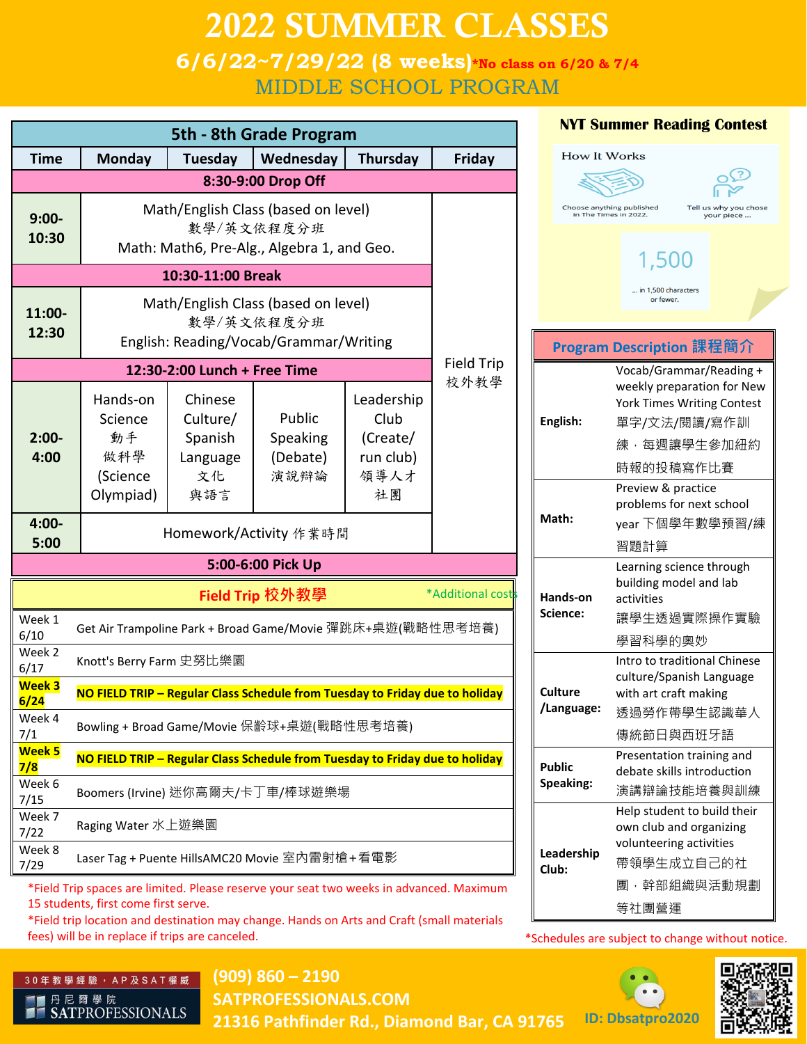# 2022 SUMMER CLASSES

## 6/6/22~7/29/22 (8 weeks)*No class on 6/20 & 7/4

## MIDDLE SCHOOL PROGRAM

### 5th - 8th Grade Program

| Time | Monday | Tuesday | Wednesday | Thursday | Friday |
|---|---|---|---|---|---|
| 8:30-9:00 Drop Off | | | | | |
| 9:00-10:30 | Math/English Class (based on level) 數學/英文依程度分班 Math: Math6, Pre-Alg., Algebra 1, and Geo. | | | | Field Trip 校外教學 |
| 10:30-11:00 Break | | | | | |
| 11:00-12:30 | Math/English Class (based on level) 數學/英文依程度分班 English: Reading/Vocab/Grammar/Writing | | | | |
| 12:30-2:00 Lunch + Free Time | | | | | |
| 2:00-4:00 | Hands-on Science 動手做科學 (Science Olympiad) | Chinese Culture/ Spanish Language 文化與語言 | Public Speaking (Debate) 演說辯論 | Leadership Club (Create/ run club) 領導人才社團 | |
| 4:00-5:00 | Homework/Activity 作業時間 | | | | |
| 5:00-6:00 Pick Up | | | | | |

### Field Trip 校外教學

*Additional costs

| | |
|---|---|
| Week 1 6/10 | Get Air Trampoline Park + Broad Game/Movie 彈跳床+桌遊(戰略性思考培養) |
| Week 2 6/17 | Knott's Berry Farm 史努比樂園 |
| **Week 3 6/24** | **NO FIELD TRIP – Regular Class Schedule from Tuesday to Friday due to holiday** |
| Week 4 7/1 | Bowling + Broad Game/Movie 保齡球+桌遊(戰略性思考培養) |
| **Week 5 7/8** | **NO FIELD TRIP – Regular Class Schedule from Tuesday to Friday due to holiday** |
| Week 6 7/15 | Boomers (Irvine) 迷你高爾夫/卡丁車/棒球遊樂場 |
| Week 7 7/22 | Raging Water 水上遊樂園 |
| Week 8 7/29 | Laser Tag + Puente HillsAMC20 Movie 室內雷射槍+看電影 |

*Field Trip spaces are limited. Please reserve your seat two weeks in advanced. Maximum 15 students, first come first serve.

*Field trip location and destination may change. Hands on Arts and Craft (small materials fees) will be in replace if trips are canceled.

### NYT Summer Reading Contest

How It Works

Choose anything published in The Times in 2022.

Tell us why you chose your piece ...

1,500

... in 1,500 characters or fewer.

### Program Description 課程簡介

| | |
|---|---|
| English: | Vocab/Grammar/Reading + weekly preparation for New York Times Writing Contest 單字/文法/閱讀/寫作訓練，每週讓學生參加紐約時報的投稿寫作比賽 |
| Math: | Preview & practice problems for next school year 下個學年數學預習/練習題計算 |
| Hands-on Science: | Learning science through building model and lab activities 讓學生透過實際操作實驗學習科學的奧妙 |
| Culture /Language: | Intro to traditional Chinese culture/Spanish Language with art craft making 透過勞作帶學生認識華人傳統節日與西班牙語 |
| Public Speaking: | Presentation training and debate skills introduction 演講辯論技能培養與訓練 |
| Leadership Club: | Help student to build their own club and organizing volunteering activities 帶領學生成立自己的社團，幹部組織與活動規劃等社團營運 |

*Schedules are subject to change without notice.

30年教學經驗，AP及SAT權威

丹尼爾學院 SATPROFESSIONALS

(909) 860 – 2190

SATPROFESSIONALS.COM

21316 Pathfinder Rd., Diamond Bar, CA 91765

ID: Dbsatpro2020